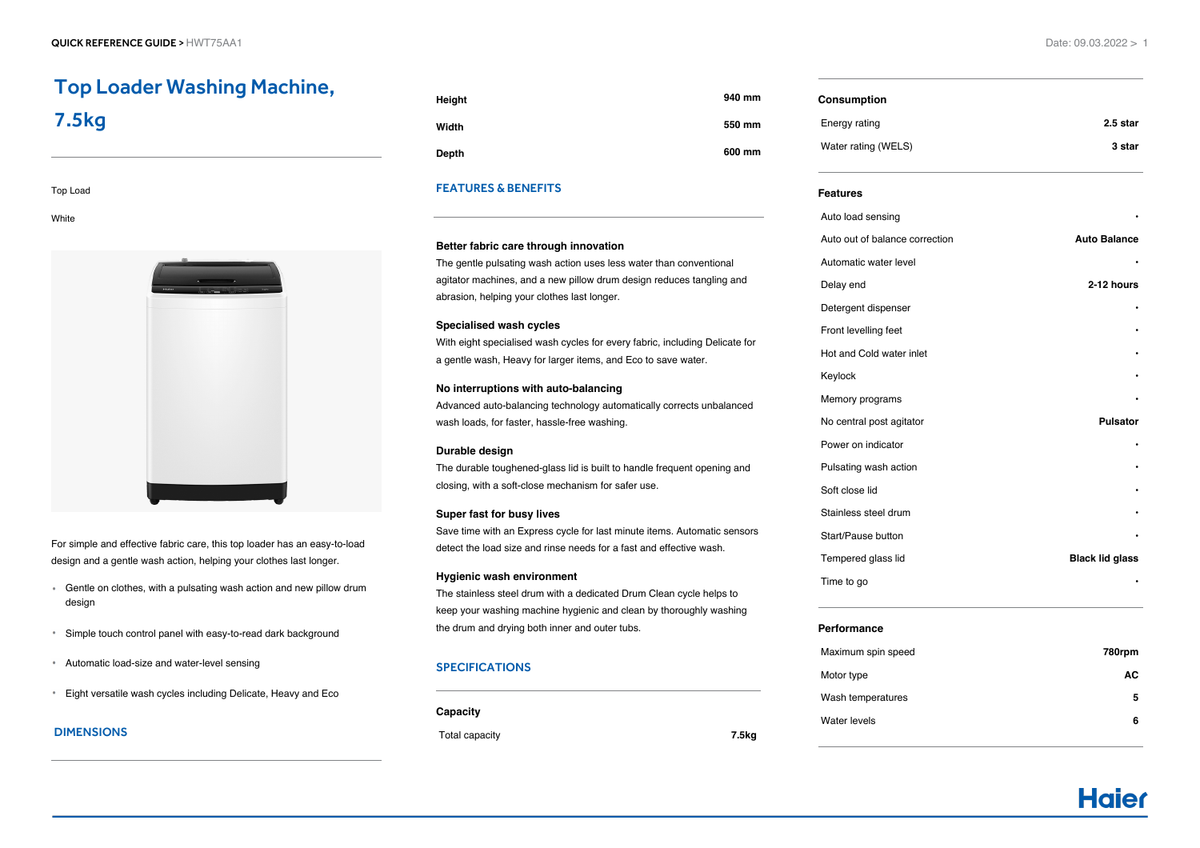# Top Loader Washing Machine, 7.5kg

Top Load

White

For simple and effective fabric care, this top loader has an easy-to-load design and a gentle wash action, helping your clothes last longer.

- Gentle on clothes, with a pulsating wash action and new pillow drum design
- Simple touch control panel with easy-to-read dark background
- Automatic load-size and water-level sensing
- Eight versatile wash cycles including Delicate, Heavy and Eco

## DIMENSIONS

| | |
|---|---|
| Height | 940 mm |
| Width | 550 mm |
| Depth | 600 mm |

## FEATURES & BENEFITS

**Better fabric care through innovation**
The gentle pulsating wash action uses less water than conventional agitator machines, and a new pillow drum design reduces tangling and abrasion, helping your clothes last longer.

**Specialised wash cycles**
With eight specialised wash cycles for every fabric, including Delicate for a gentle wash, Heavy for larger items, and Eco to save water.

**No interruptions with auto-balancing**
Advanced auto-balancing technology automatically corrects unbalanced wash loads, for faster, hassle-free washing.

**Durable design**
The durable toughened-glass lid is built to handle frequent opening and closing, with a soft-close mechanism for safer use.

**Super fast for busy lives**
Save time with an Express cycle for last minute items. Automatic sensors detect the load size and rinse needs for a fast and effective wash.

**Hygienic wash environment**
The stainless steel drum with a dedicated Drum Clean cycle helps to keep your washing machine hygienic and clean by thoroughly washing the drum and drying both inner and outer tubs.

## SPECIFICATIONS

**Capacity**

| | |
|---|---|
| Total capacity | 7.5kg |

**Consumption**

| | |
|---|---|
| Energy rating | 2.5 star |
| Water rating (WELS) | 3 star |

**Features**

| | |
|---|---|
| Auto load sensing | • |
| Auto out of balance correction | Auto Balance |
| Automatic water level | • |
| Delay end | 2-12 hours |
| Detergent dispenser | • |
| Front levelling feet | • |
| Hot and Cold water inlet | • |
| Keylock | • |
| Memory programs | • |
| No central post agitator | Pulsator |
| Power on indicator | • |
| Pulsating wash action | • |
| Soft close lid | • |
| Stainless steel drum | • |
| Start/Pause button | • |
| Tempered glass lid | Black lid glass |
| Time to go | • |

**Performance**

| | |
|---|---|
| Maximum spin speed | 780rpm |
| Motor type | AC |
| Wash temperatures | 5 |
| Water levels | 6 |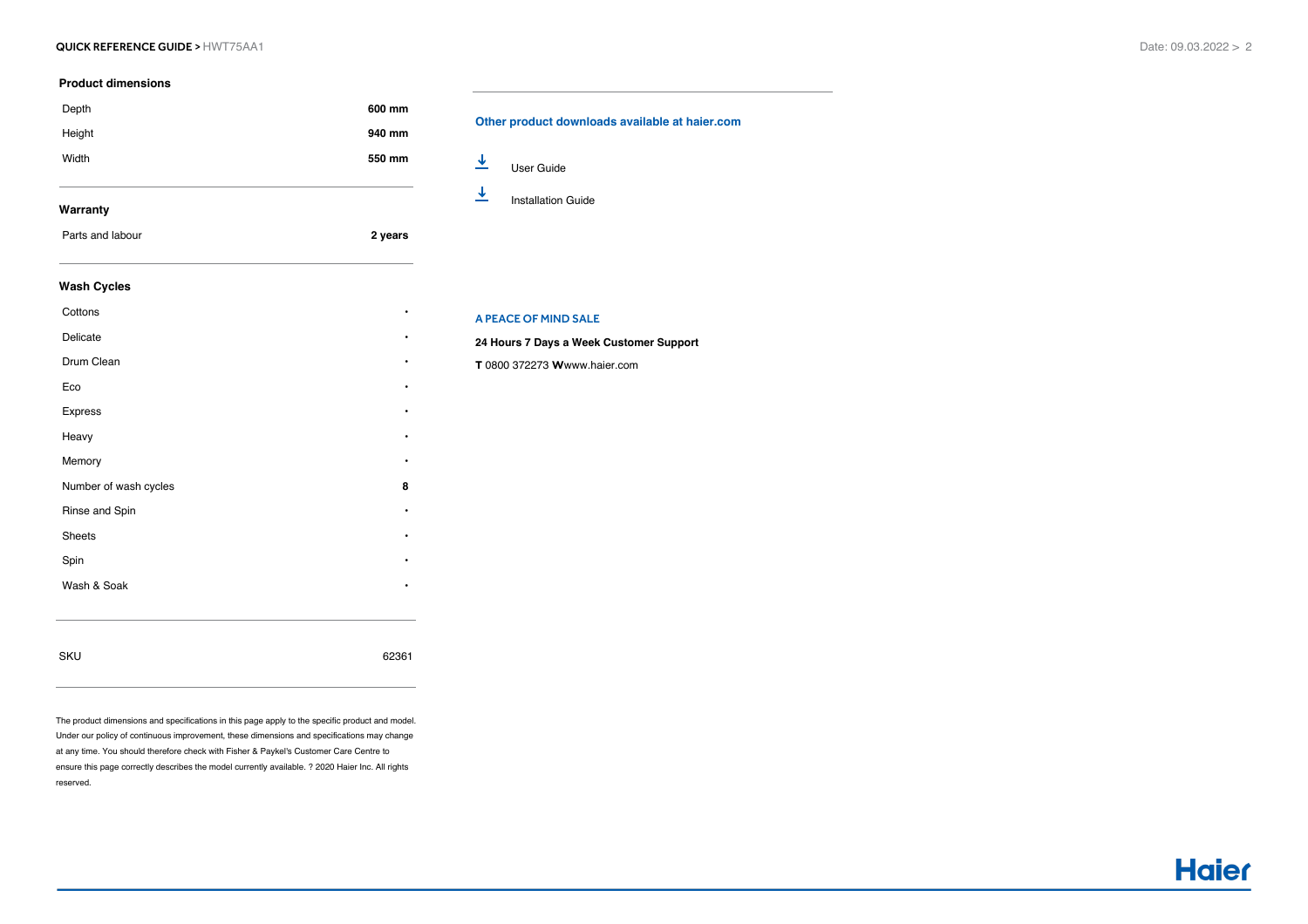## Product dimensions

| | |
|---|---|
| Depth | **600 mm** |
| Height | **940 mm** |
| Width | **550 mm** |

## Warranty

| | |
|---|---|
| Parts and labour | **2 years** |

## Wash Cycles

| | |
|---|---|
| Cottons | • |
| Delicate | • |
| Drum Clean | • |
| Eco | • |
| Express | • |
| Heavy | • |
| Memory | • |
| Number of wash cycles | **8** |
| Rinse and Spin | • |
| Sheets | • |
| Spin | • |
| Wash & Soak | • |

| | |
|---|---|
| SKU | 62361 |

The product dimensions and specifications in this page apply to the specific product and model. Under our policy of continuous improvement, these dimensions and specifications may change at any time. You should therefore check with Fisher & Paykel's Customer Care Centre to ensure this page correctly describes the model currently available. ? 2020 Haier Inc. All rights reserved.

### Other product downloads available at haier.com

- User Guide
- Installation Guide

### A PEACE OF MIND SALE

**24 Hours 7 Days a Week Customer Support**

**T** 0800 372273 **W**www.haier.com